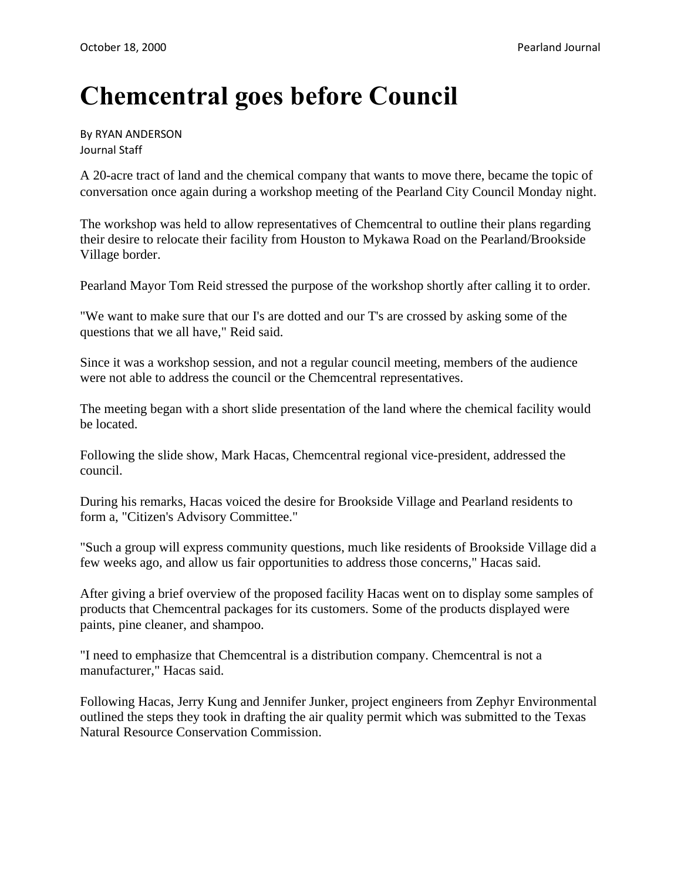# Chemcentral goes before Council

By RYAN ANDERSON
Journal Staff

A 20-acre tract of land and the chemical company that wants to move there, became the topic of conversation once again during a workshop meeting of the Pearland City Council Monday night.

The workshop was held to allow representatives of Chemcentral to outline their plans regarding their desire to relocate their facility from Houston to Mykawa Road on the Pearland/Brookside Village border.

Pearland Mayor Tom Reid stressed the purpose of the workshop shortly after calling it to order.

"We want to make sure that our I's are dotted and our T's are crossed by asking some of the questions that we all have," Reid said.

Since it was a workshop session, and not a regular council meeting, members of the audience were not able to address the council or the Chemcentral representatives.

The meeting began with a short slide presentation of the land where the chemical facility would be located.

Following the slide show, Mark Hacas, Chemcentral regional vice-president, addressed the council.

During his remarks, Hacas voiced the desire for Brookside Village and Pearland residents to form a, "Citizen's Advisory Committee."

"Such a group will express community questions, much like residents of Brookside Village did a few weeks ago, and allow us fair opportunities to address those concerns," Hacas said.

After giving a brief overview of the proposed facility Hacas went on to display some samples of products that Chemcentral packages for its customers. Some of the products displayed were paints, pine cleaner, and shampoo.

"I need to emphasize that Chemcentral is a distribution company. Chemcentral is not a manufacturer," Hacas said.

Following Hacas, Jerry Kung and Jennifer Junker, project engineers from Zephyr Environmental outlined the steps they took in drafting the air quality permit which was submitted to the Texas Natural Resource Conservation Commission.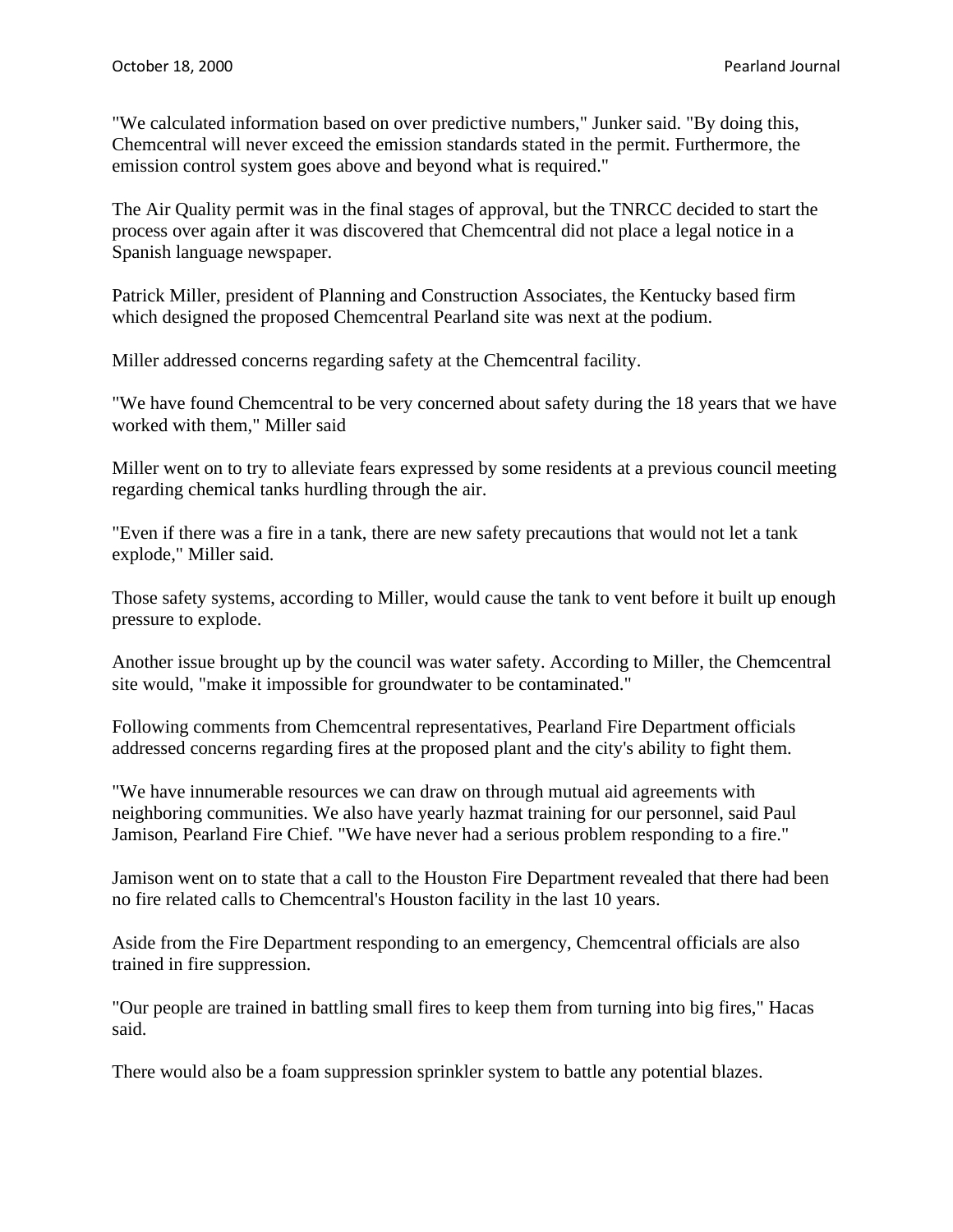"We calculated information based on over predictive numbers," Junker said. "By doing this, Chemcentral will never exceed the emission standards stated in the permit. Furthermore, the emission control system goes above and beyond what is required."

The Air Quality permit was in the final stages of approval, but the TNRCC decided to start the process over again after it was discovered that Chemcentral did not place a legal notice in a Spanish language newspaper.

Patrick Miller, president of Planning and Construction Associates, the Kentucky based firm which designed the proposed Chemcentral Pearland site was next at the podium.

Miller addressed concerns regarding safety at the Chemcentral facility.

"We have found Chemcentral to be very concerned about safety during the 18 years that we have worked with them," Miller said

Miller went on to try to alleviate fears expressed by some residents at a previous council meeting regarding chemical tanks hurdling through the air.

"Even if there was a fire in a tank, there are new safety precautions that would not let a tank explode," Miller said.

Those safety systems, according to Miller, would cause the tank to vent before it built up enough pressure to explode.

Another issue brought up by the council was water safety. According to Miller, the Chemcentral site would, "make it impossible for groundwater to be contaminated."

Following comments from Chemcentral representatives, Pearland Fire Department officials addressed concerns regarding fires at the proposed plant and the city's ability to fight them.

"We have innumerable resources we can draw on through mutual aid agreements with neighboring communities. We also have yearly hazmat training for our personnel, said Paul Jamison, Pearland Fire Chief. "We have never had a serious problem responding to a fire."

Jamison went on to state that a call to the Houston Fire Department revealed that there had been no fire related calls to Chemcentral's Houston facility in the last 10 years.

Aside from the Fire Department responding to an emergency, Chemcentral officials are also trained in fire suppression.

"Our people are trained in battling small fires to keep them from turning into big fires," Hacas said.

There would also be a foam suppression sprinkler system to battle any potential blazes.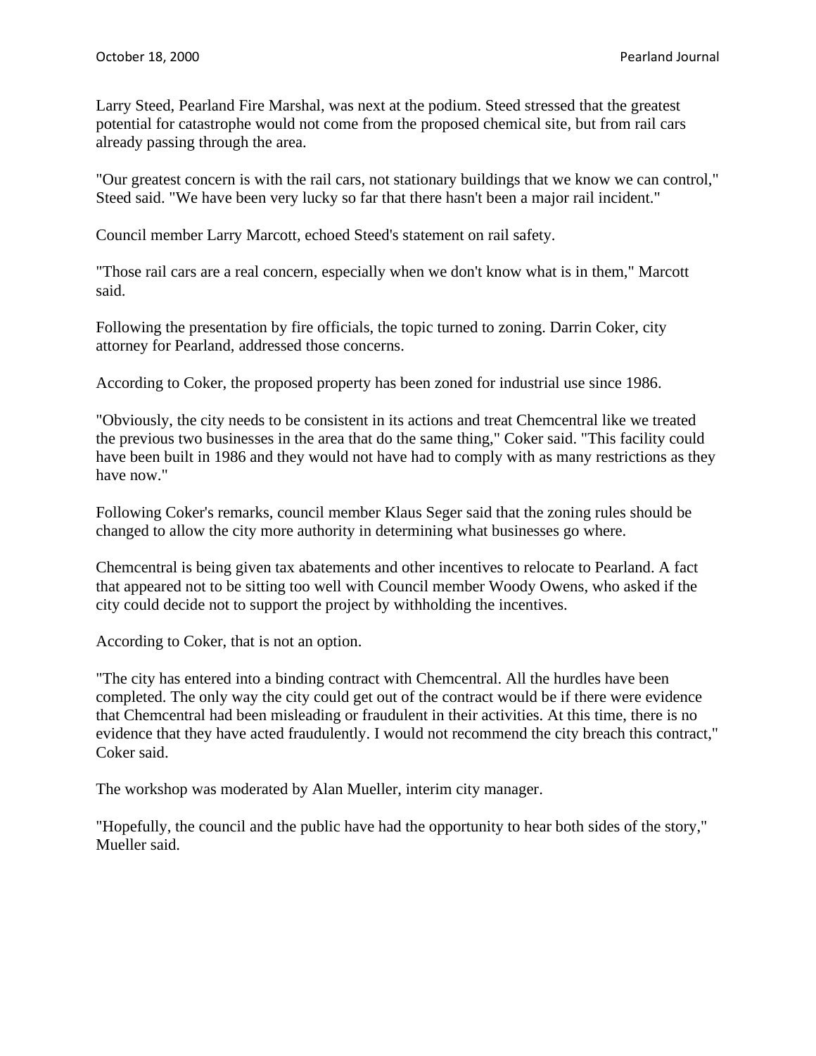Larry Steed, Pearland Fire Marshal, was next at the podium. Steed stressed that the greatest potential for catastrophe would not come from the proposed chemical site, but from rail cars already passing through the area.

"Our greatest concern is with the rail cars, not stationary buildings that we know we can control," Steed said. "We have been very lucky so far that there hasn't been a major rail incident."

Council member Larry Marcott, echoed Steed's statement on rail safety.

"Those rail cars are a real concern, especially when we don't know what is in them," Marcott said.

Following the presentation by fire officials, the topic turned to zoning. Darrin Coker, city attorney for Pearland, addressed those concerns.

According to Coker, the proposed property has been zoned for industrial use since 1986.

"Obviously, the city needs to be consistent in its actions and treat Chemcentral like we treated the previous two businesses in the area that do the same thing," Coker said. "This facility could have been built in 1986 and they would not have had to comply with as many restrictions as they have now."

Following Coker's remarks, council member Klaus Seger said that the zoning rules should be changed to allow the city more authority in determining what businesses go where.

Chemcentral is being given tax abatements and other incentives to relocate to Pearland. A fact that appeared not to be sitting too well with Council member Woody Owens, who asked if the city could decide not to support the project by withholding the incentives.

According to Coker, that is not an option.

"The city has entered into a binding contract with Chemcentral. All the hurdles have been completed. The only way the city could get out of the contract would be if there were evidence that Chemcentral had been misleading or fraudulent in their activities. At this time, there is no evidence that they have acted fraudulently. I would not recommend the city breach this contract," Coker said.

The workshop was moderated by Alan Mueller, interim city manager.

"Hopefully, the council and the public have had the opportunity to hear both sides of the story," Mueller said.